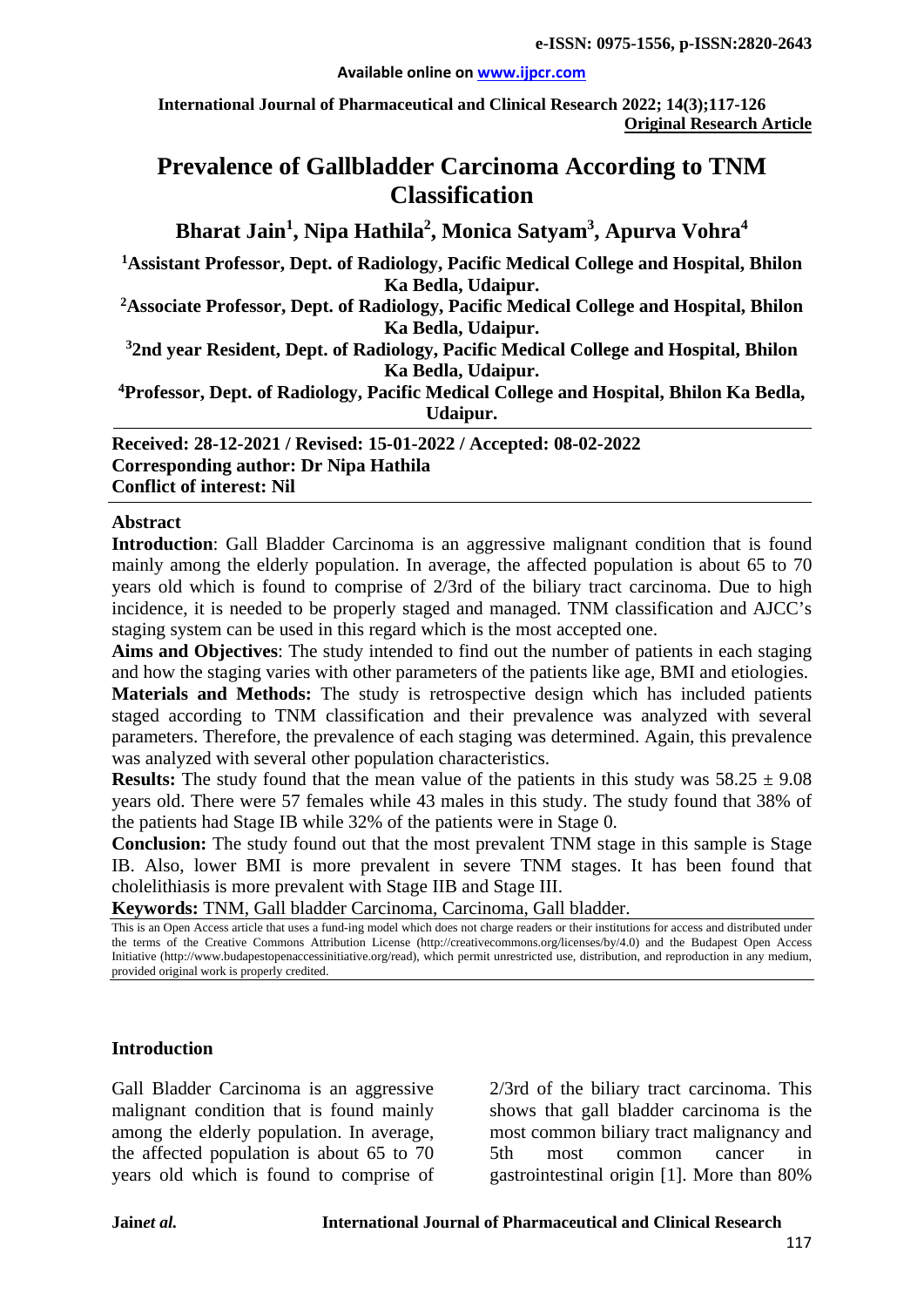**Original Research Article**

# Prevalence of Gallbladder Carcinoma According to TNM Classification

**Bharat Jain[1], Nipa Hathila[2], Monica Satyam[3], Apurva Vohra[4]**

[1]Assistant Professor, Dept. of Radiology, Pacific Medical College and Hospital, Bhilon Ka Bedla, Udaipur.

[2]Associate Professor, Dept. of Radiology, Pacific Medical College and Hospital, Bhilon Ka Bedla, Udaipur.

[3]2nd year Resident, Dept. of Radiology, Pacific Medical College and Hospital, Bhilon Ka Bedla, Udaipur.

[4]Professor, Dept. of Radiology, Pacific Medical College and Hospital, Bhilon Ka Bedla, Udaipur.

**Received: 28-12-2021 / Revised: 15-01-2022 / Accepted: 08-02-2022**
**Corresponding author: Dr Nipa Hathila**
**Conflict of interest: Nil**

## Abstract

**Introduction**: Gall Bladder Carcinoma is an aggressive malignant condition that is found mainly among the elderly population. In average, the affected population is about 65 to 70 years old which is found to comprise of 2/3rd of the biliary tract carcinoma. Due to high incidence, it is needed to be properly staged and managed. TNM classification and AJCC's staging system can be used in this regard which is the most accepted one.

**Aims and Objectives**: The study intended to find out the number of patients in each staging and how the staging varies with other parameters of the patients like age, BMI and etiologies.

**Materials and Methods:** The study is retrospective design which has included patients staged according to TNM classification and their prevalence was analyzed with several parameters. Therefore, the prevalence of each staging was determined. Again, this prevalence was analyzed with several other population characteristics.

**Results:** The study found that the mean value of the patients in this study was 58.25 ± 9.08 years old. There were 57 females while 43 males in this study. The study found that 38% of the patients had Stage IB while 32% of the patients were in Stage 0.

**Conclusion:** The study found out that the most prevalent TNM stage in this sample is Stage IB. Also, lower BMI is more prevalent in severe TNM stages. It has been found that cholelithiasis is more prevalent with Stage IIB and Stage III.

**Keywords:** TNM, Gall bladder Carcinoma, Carcinoma, Gall bladder.

This is an Open Access article that uses a fund-ing model which does not charge readers or their institutions for access and distributed under the terms of the Creative Commons Attribution License (http://creativecommons.org/licenses/by/4.0) and the Budapest Open Access Initiative (http://www.budapestopenaccessinitiative.org/read), which permit unrestricted use, distribution, and reproduction in any medium, provided original work is properly credited.

## Introduction

Gall Bladder Carcinoma is an aggressive malignant condition that is found mainly among the elderly population. In average, the affected population is about 65 to 70 years old which is found to comprise of 2/3rd of the biliary tract carcinoma. This shows that gall bladder carcinoma is the most common biliary tract malignancy and 5th most common cancer in gastrointestinal origin [1]. More than 80%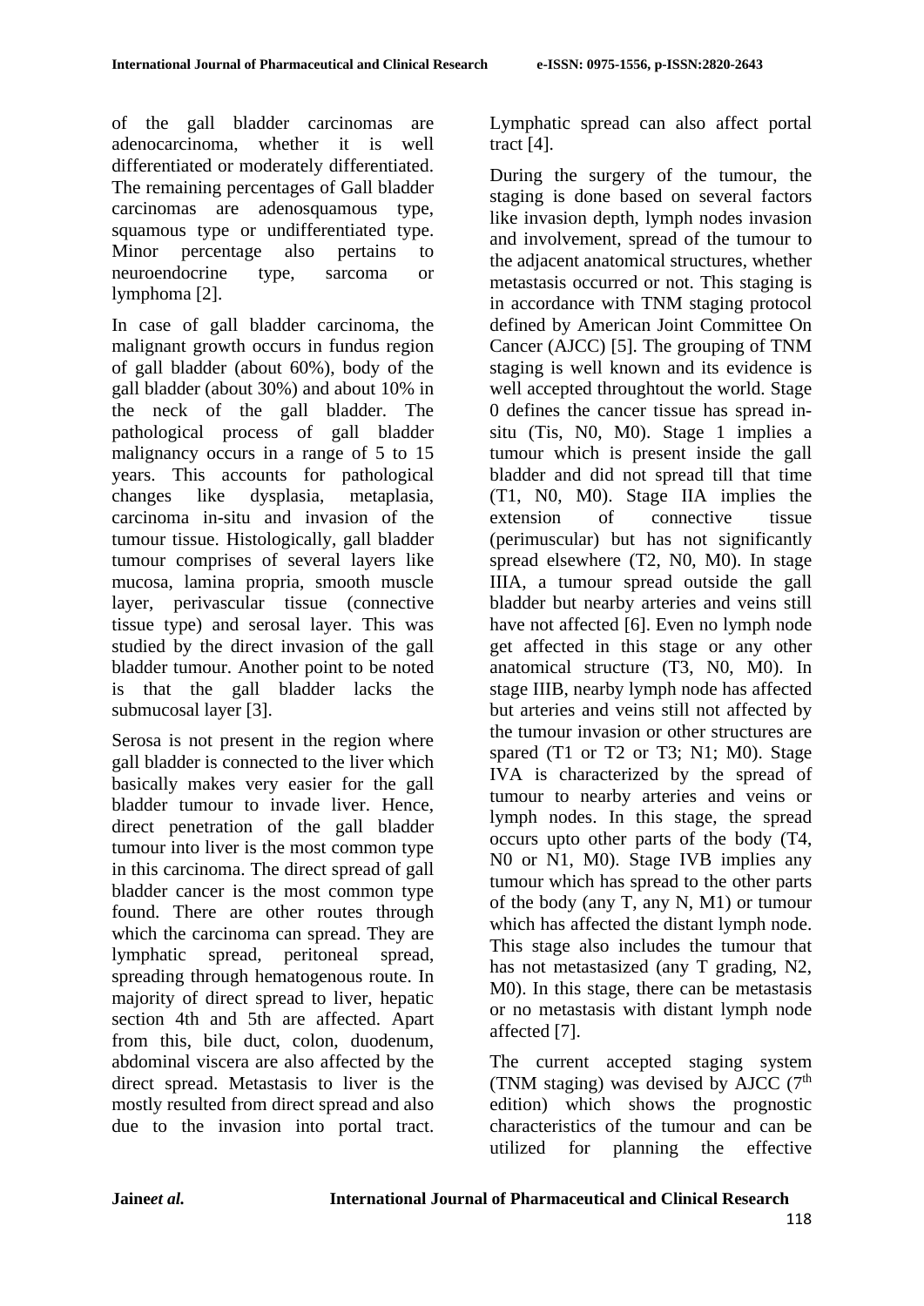of the gall bladder carcinomas are adenocarcinoma, whether it is well differentiated or moderately differentiated. The remaining percentages of Gall bladder carcinomas are adenosquamous type, squamous type or undifferentiated type. Minor percentage also pertains to neuroendocrine type, sarcoma or lymphoma [2].

In case of gall bladder carcinoma, the malignant growth occurs in fundus region of gall bladder (about 60%), body of the gall bladder (about 30%) and about 10% in the neck of the gall bladder. The pathological process of gall bladder malignancy occurs in a range of 5 to 15 years. This accounts for pathological changes like dysplasia, metaplasia, carcinoma in-situ and invasion of the tumour tissue. Histologically, gall bladder tumour comprises of several layers like mucosa, lamina propria, smooth muscle layer, perivascular tissue (connective tissue type) and serosal layer. This was studied by the direct invasion of the gall bladder tumour. Another point to be noted is that the gall bladder lacks the submucosal layer [3].

Serosa is not present in the region where gall bladder is connected to the liver which basically makes very easier for the gall bladder tumour to invade liver. Hence, direct penetration of the gall bladder tumour into liver is the most common type in this carcinoma. The direct spread of gall bladder cancer is the most common type found. There are other routes through which the carcinoma can spread. They are lymphatic spread, peritoneal spread, spreading through hematogenous route. In majority of direct spread to liver, hepatic section 4th and 5th are affected. Apart from this, bile duct, colon, duodenum, abdominal viscera are also affected by the direct spread. Metastasis to liver is the mostly resulted from direct spread and also due to the invasion into portal tract. Lymphatic spread can also affect portal tract [4].

During the surgery of the tumour, the staging is done based on several factors like invasion depth, lymph nodes invasion and involvement, spread of the tumour to the adjacent anatomical structures, whether metastasis occurred or not. This staging is in accordance with TNM staging protocol defined by American Joint Committee On Cancer (AJCC) [5]. The grouping of TNM staging is well known and its evidence is well accepted throughtout the world. Stage 0 defines the cancer tissue has spread in-situ (Tis, N0, M0). Stage 1 implies a tumour which is present inside the gall bladder and did not spread till that time (T1, N0, M0). Stage IIA implies the extension of connective tissue (perimuscular) but has not significantly spread elsewhere (T2, N0, M0). In stage IIIA, a tumour spread outside the gall bladder but nearby arteries and veins still have not affected [6]. Even no lymph node get affected in this stage or any other anatomical structure (T3, N0, M0). In stage IIIB, nearby lymph node has affected but arteries and veins still not affected by the tumour invasion or other structures are spared (T1 or T2 or T3; N1; M0). Stage IVA is characterized by the spread of tumour to nearby arteries and veins or lymph nodes. In this stage, the spread occurs upto other parts of the body (T4, N0 or N1, M0). Stage IVB implies any tumour which has spread to the other parts of the body (any T, any N, M1) or tumour which has affected the distant lymph node. This stage also includes the tumour that has not metastasized (any T grading, N2, M0). In this stage, there can be metastasis or no metastasis with distant lymph node affected [7].

The current accepted staging system (TNM staging) was devised by AJCC (7th edition) which shows the prognostic characteristics of the tumour and can be utilized for planning the effective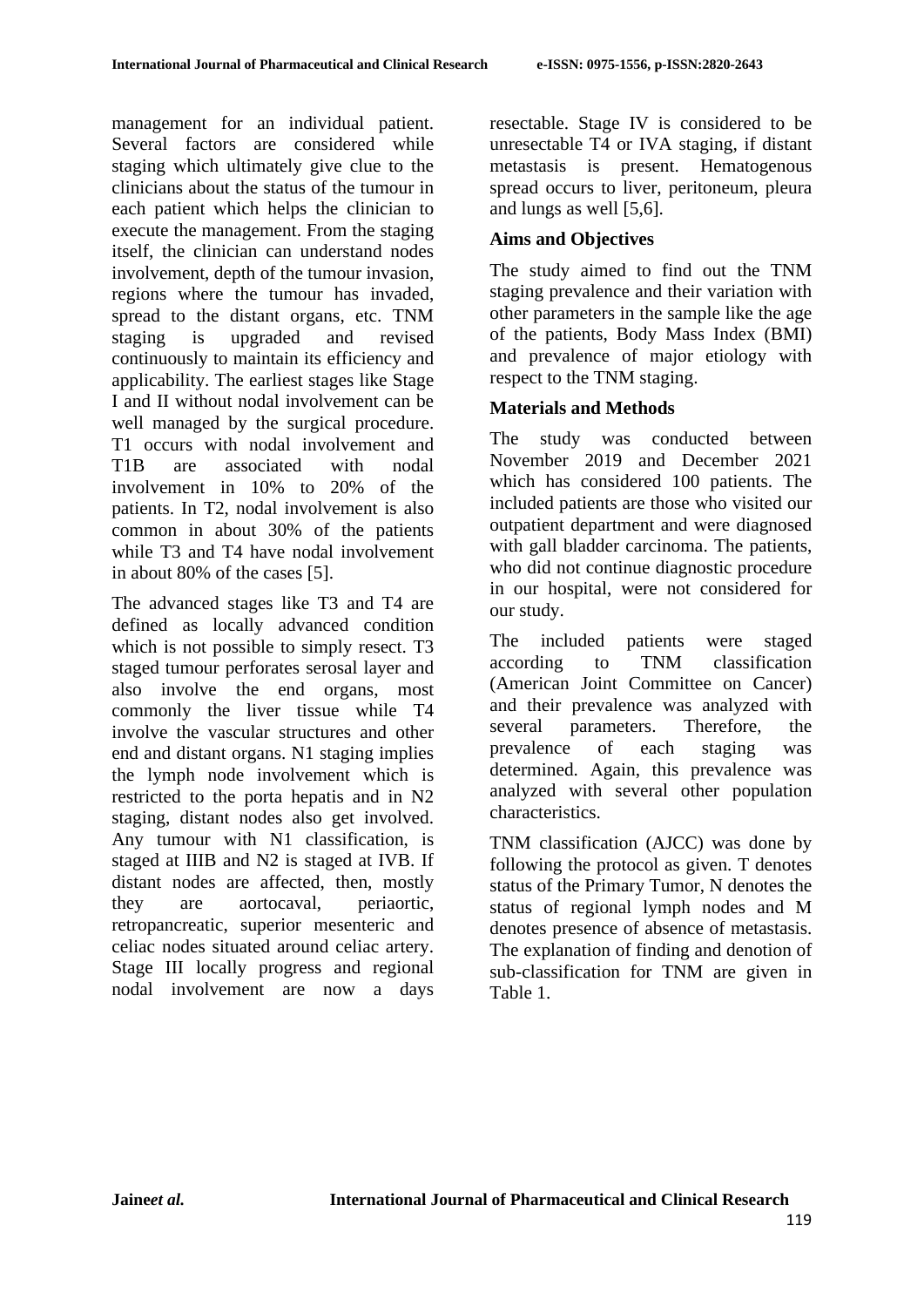management for an individual patient. Several factors are considered while staging which ultimately give clue to the clinicians about the status of the tumour in each patient which helps the clinician to execute the management. From the staging itself, the clinician can understand nodes involvement, depth of the tumour invasion, regions where the tumour has invaded, spread to the distant organs, etc. TNM staging is upgraded and revised continuously to maintain its efficiency and applicability. The earliest stages like Stage I and II without nodal involvement can be well managed by the surgical procedure. T1 occurs with nodal involvement and T1B are associated with nodal involvement in 10% to 20% of the patients. In T2, nodal involvement is also common in about 30% of the patients while T3 and T4 have nodal involvement in about 80% of the cases [5].

The advanced stages like T3 and T4 are defined as locally advanced condition which is not possible to simply resect. T3 staged tumour perforates serosal layer and also involve the end organs, most commonly the liver tissue while T4 involve the vascular structures and other end and distant organs. N1 staging implies the lymph node involvement which is restricted to the porta hepatis and in N2 staging, distant nodes also get involved. Any tumour with N1 classification, is staged at IIIB and N2 is staged at IVB. If distant nodes are affected, then, mostly they are aortocaval, periaortic, retropancreatic, superior mesenteric and celiac nodes situated around celiac artery. Stage III locally progress and regional nodal involvement are now a days resectable. Stage IV is considered to be unresectable T4 or IVA staging, if distant metastasis is present. Hematogenous spread occurs to liver, peritoneum, pleura and lungs as well [5,6].

## Aims and Objectives

The study aimed to find out the TNM staging prevalence and their variation with other parameters in the sample like the age of the patients, Body Mass Index (BMI) and prevalence of major etiology with respect to the TNM staging.

## Materials and Methods

The study was conducted between November 2019 and December 2021 which has considered 100 patients. The included patients are those who visited our outpatient department and were diagnosed with gall bladder carcinoma. The patients, who did not continue diagnostic procedure in our hospital, were not considered for our study.

The included patients were staged according to TNM classification (American Joint Committee on Cancer) and their prevalence was analyzed with several parameters. Therefore, the prevalence of each staging was determined. Again, this prevalence was analyzed with several other population characteristics.

TNM classification (AJCC) was done by following the protocol as given. T denotes status of the Primary Tumor, N denotes the status of regional lymph nodes and M denotes presence of absence of metastasis. The explanation of finding and denotion of sub-classification for TNM are given in Table 1.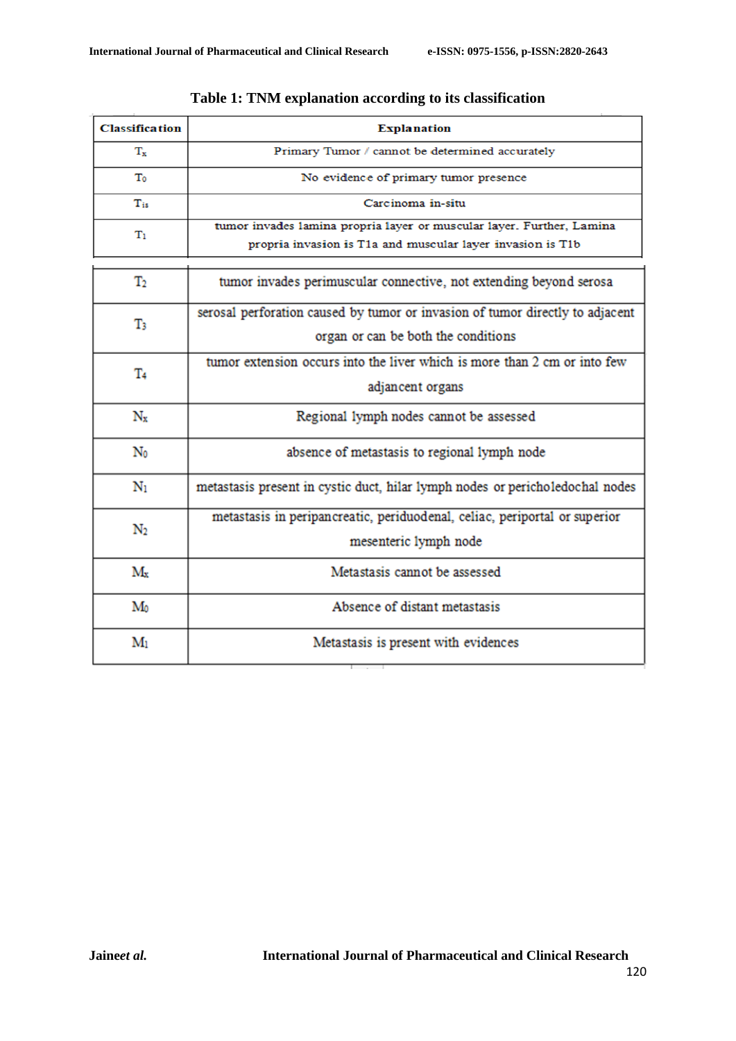**Table 1: TNM explanation according to its classification**

| Classification | Explanation |
|---|---|
| $T_x$ | Primary Tumor / cannot be determined accurately |
| $T_0$ | No evidence of primary tumor presence |
| $T_{is}$ | Carcinoma in-situ |
| $T_1$ | tumor invades lamina propria layer or muscular layer. Further, Lamina propria invasion is T1a and muscular layer invasion is T1b |
| $T_2$ | tumor invades perimuscular connective, not extending beyond serosa |
| $T_3$ | serosal perforation caused by tumor or invasion of tumor directly to adjacent organ or can be both the conditions |
| $T_4$ | tumor extension occurs into the liver which is more than 2 cm or into few adjancent organs |
| $N_x$ | Regional lymph nodes cannot be assessed |
| $N_0$ | absence of metastasis to regional lymph node |
| $N_1$ | metastasis present in cystic duct, hilar lymph nodes or pericholedochal nodes |
| $N_2$ | metastasis in peripancreatic, periduodenal, celiac, periportal or superior mesenteric lymph node |
| $M_x$ | Metastasis cannot be assessed |
| $M_0$ | Absence of distant metastasis |
| $M_1$ | Metastasis is present with evidences |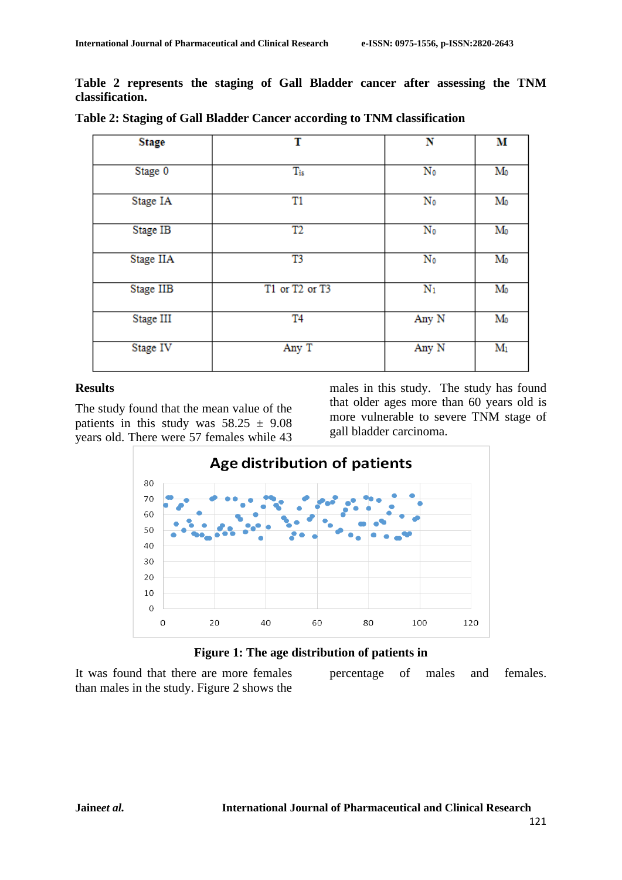**Table 2 represents the staging of Gall Bladder cancer after assessing the TNM classification.**

**Table 2: Staging of Gall Bladder Cancer according to TNM classification**

| Stage | T | N | M |
|---|---|---|---|
| Stage 0 | $T_{is}$ | $N_0$ | $M_0$ |
| Stage IA | T1 | $N_0$ | $M_0$ |
| Stage IB | T2 | $N_0$ | $M_0$ |
| Stage IIA | T3 | $N_0$ | $M_0$ |
| Stage IIB | T1 or T2 or T3 | $N_1$ | $M_0$ |
| Stage III | T4 | Any N | $M_0$ |
| Stage IV | Any T | Any N | $M_1$ |

## Results

The study found that the mean value of the patients in this study was 58.25 ± 9.08 years old. There were 57 females while 43 males in this study. The study has found that older ages more than 60 years old is more vulnerable to severe TNM stage of gall bladder carcinoma.

**Figure 1: The age distribution of patients in**

It was found that there are more females than males in the study. Figure 2 shows the percentage of males and females.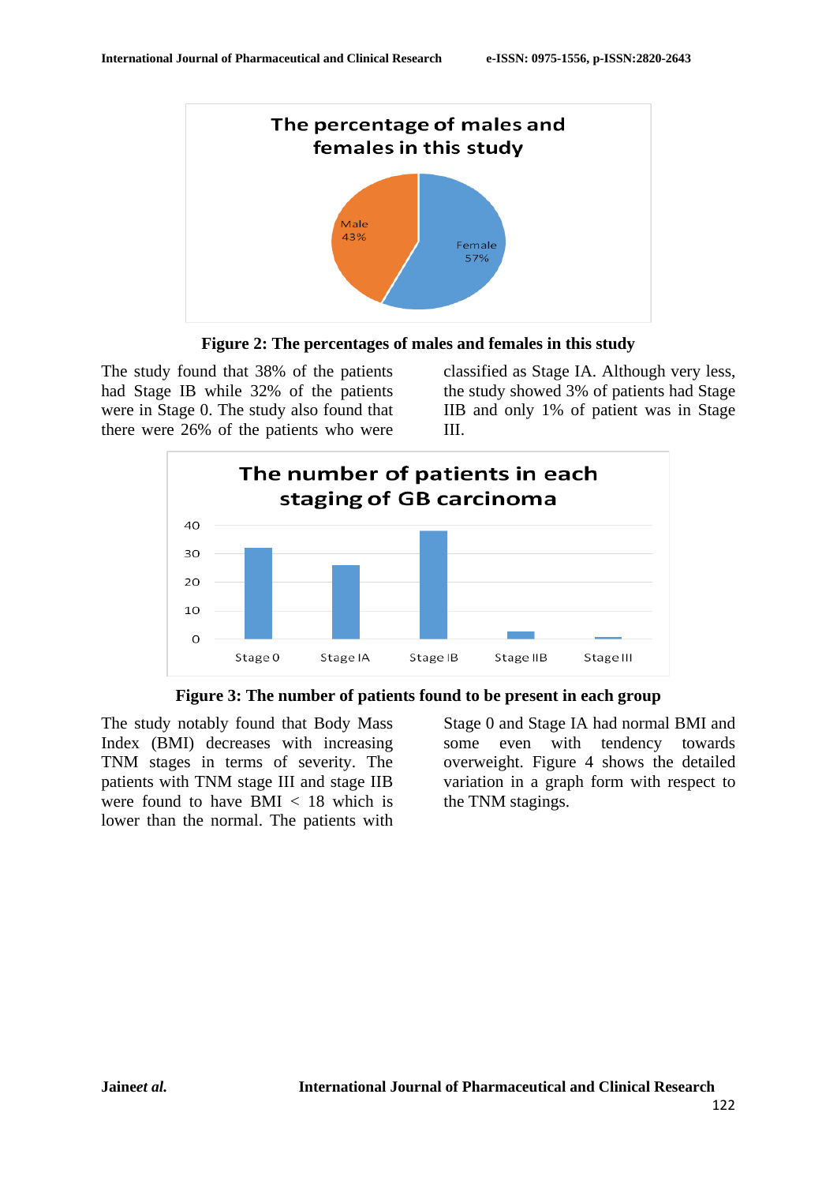**Figure 2: The percentages of males and females in this study**

The study found that 38% of the patients had Stage IB while 32% of the patients were in Stage 0. The study also found that there were 26% of the patients who were classified as Stage IA. Although very less, the study showed 3% of patients had Stage IIB and only 1% of patient was in Stage III.

**Figure 3: The number of patients found to be present in each group**

The study notably found that Body Mass Index (BMI) decreases with increasing TNM stages in terms of severity. The patients with TNM stage III and stage IIB were found to have BMI < 18 which is lower than the normal. The patients with Stage 0 and Stage IA had normal BMI and some even with tendency towards overweight. Figure 4 shows the detailed variation in a graph form with respect to the TNM stagings.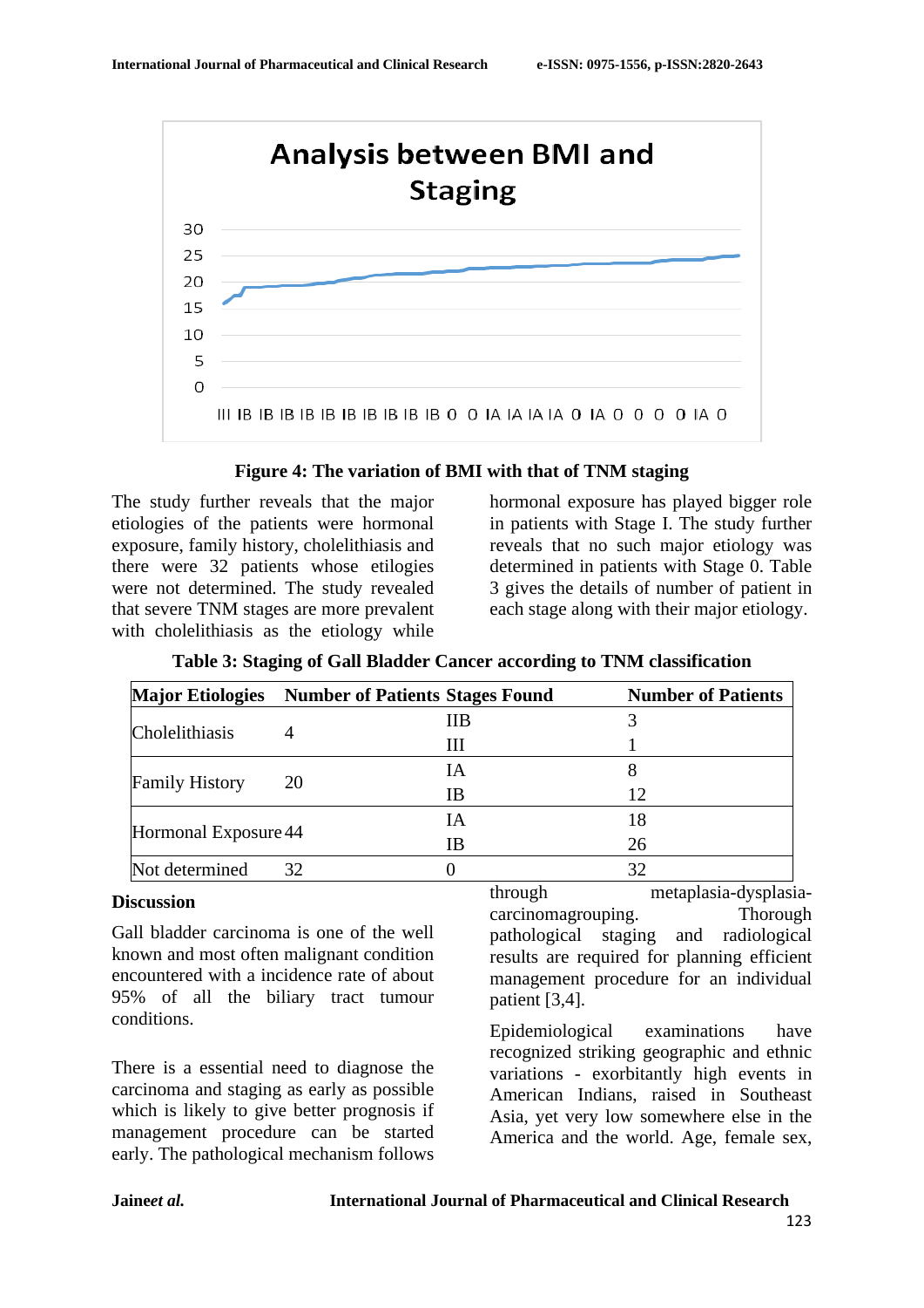Figure 4: The variation of BMI with that of TNM staging

The study further reveals that the major etiologies of the patients were hormonal exposure, family history, cholelithiasis and there were 32 patients whose etilogies were not determined. The study revealed that severe TNM stages are more prevalent with cholelithiasis as the etiology while hormonal exposure has played bigger role in patients with Stage I. The study further reveals that no such major etiology was determined in patients with Stage 0. Table 3 gives the details of number of patient in each stage along with their major etiology.

**Table 3: Staging of Gall Bladder Cancer according to TNM classification**

| Major Etiologies | Number of Patients | Stages Found | Number of Patients |
|---|---|---|---|
| Cholelithiasis | 4 | IIB | 3 |
| | | III | 1 |
| Family History | 20 | IA | 8 |
| | | IB | 12 |
| Hormonal Exposure | 44 | IA | 18 |
| | | IB | 26 |
| Not determined | 32 | 0 | 32 |

## Discussion

Gall bladder carcinoma is one of the well known and most often malignant condition encountered with a incidence rate of about 95% of all the biliary tract tumour conditions.

There is a essential need to diagnose the carcinoma and staging as early as possible which is likely to give better prognosis if management procedure can be started early. The pathological mechanism follows through metaplasia-dysplasia-carcinomagrouping. Thorough pathological staging and radiological results are required for planning efficient management procedure for an individual patient [3,4].

Epidemiological examinations have recognized striking geographic and ethnic variations - exorbitantly high events in American Indians, raised in Southeast Asia, yet very low somewhere else in the America and the world. Age, female sex,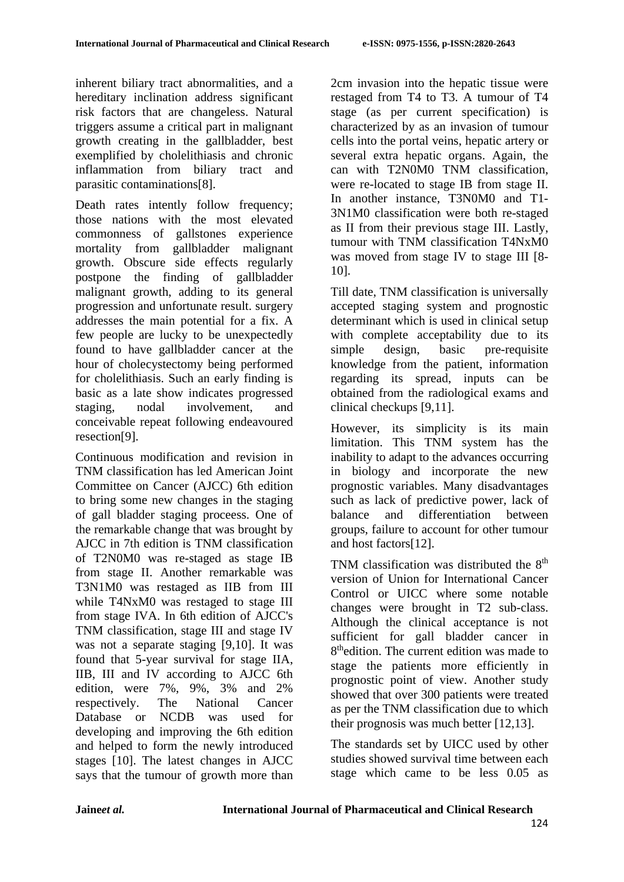inherent biliary tract abnormalities, and a hereditary inclination address significant risk factors that are changeless. Natural triggers assume a critical part in malignant growth creating in the gallbladder, best exemplified by cholelithiasis and chronic inflammation from biliary tract and parasitic contaminations[8].

Death rates intently follow frequency; those nations with the most elevated commonness of gallstones experience mortality from gallbladder malignant growth. Obscure side effects regularly postpone the finding of gallbladder malignant growth, adding to its general progression and unfortunate result. surgery addresses the main potential for a fix. A few people are lucky to be unexpectedly found to have gallbladder cancer at the hour of cholecystectomy being performed for cholelithiasis. Such an early finding is basic as a late show indicates progressed staging, nodal involvement, and conceivable repeat following endeavoured resection[9].

Continuous modification and revision in TNM classification has led American Joint Committee on Cancer (AJCC) 6th edition to bring some new changes in the staging of gall bladder staging proceess. One of the remarkable change that was brought by AJCC in 7th edition is TNM classification of T2N0M0 was re-staged as stage IB from stage II. Another remarkable was T3N1M0 was restaged as IIB from III while T4NxM0 was restaged to stage III from stage IVA. In 6th edition of AJCC's TNM classification, stage III and stage IV was not a separate staging [9,10]. It was found that 5-year survival for stage IIA, IIB, III and IV according to AJCC 6th edition, were 7%, 9%, 3% and 2% respectively. The National Cancer Database or NCDB was used for developing and improving the 6th edition and helped to form the newly introduced stages [10]. The latest changes in AJCC says that the tumour of growth more than 2cm invasion into the hepatic tissue were restaged from T4 to T3. A tumour of T4 stage (as per current specification) is characterized by as an invasion of tumour cells into the portal veins, hepatic artery or several extra hepatic organs. Again, the can with T2N0M0 TNM classification, were re-located to stage IB from stage II. In another instance, T3N0M0 and T1-3N1M0 classification were both re-staged as II from their previous stage III. Lastly, tumour with TNM classification T4NxM0 was moved from stage IV to stage III [8-10].

Till date, TNM classification is universally accepted staging system and prognostic determinant which is used in clinical setup with complete acceptability due to its simple design, basic pre-requisite knowledge from the patient, information regarding its spread, inputs can be obtained from the radiological exams and clinical checkups [9,11].

However, its simplicity is its main limitation. This TNM system has the inability to adapt to the advances occurring in biology and incorporate the new prognostic variables. Many disadvantages such as lack of predictive power, lack of balance and differentiation between groups, failure to account for other tumour and host factors[12].

TNM classification was distributed the 8th version of Union for International Cancer Control or UICC where some notable changes were brought in T2 sub-class. Although the clinical acceptance is not sufficient for gall bladder cancer in 8thedition. The current edition was made to stage the patients more efficiently in prognostic point of view. Another study showed that over 300 patients were treated as per the TNM classification due to which their prognosis was much better [12,13].

The standards set by UICC used by other studies showed survival time between each stage which came to be less 0.05 as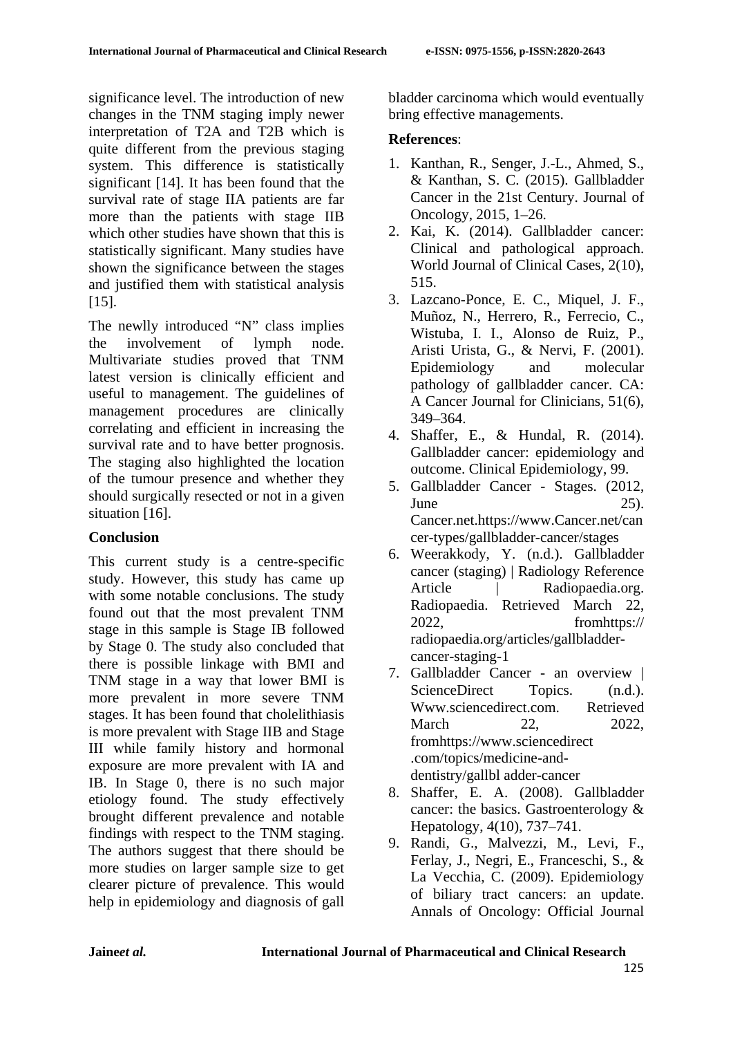significance level. The introduction of new changes in the TNM staging imply newer interpretation of T2A and T2B which is quite different from the previous staging system. This difference is statistically significant [14]. It has been found that the survival rate of stage IIA patients are far more than the patients with stage IIB which other studies have shown that this is statistically significant. Many studies have shown the significance between the stages and justified them with statistical analysis [15].

The newlly introduced "N" class implies the involvement of lymph node. Multivariate studies proved that TNM latest version is clinically efficient and useful to management. The guidelines of management procedures are clinically correlating and efficient in increasing the survival rate and to have better prognosis. The staging also highlighted the location of the tumour presence and whether they should surgically resected or not in a given situation [16].

## Conclusion

This current study is a centre-specific study. However, this study has came up with some notable conclusions. The study found out that the most prevalent TNM stage in this sample is Stage IB followed by Stage 0. The study also concluded that there is possible linkage with BMI and TNM stage in a way that lower BMI is more prevalent in more severe TNM stages. It has been found that cholelithiasis is more prevalent with Stage IIB and Stage III while family history and hormonal exposure are more prevalent with IA and IB. In Stage 0, there is no such major etiology found. The study effectively brought different prevalence and notable findings with respect to the TNM staging. The authors suggest that there should be more studies on larger sample size to get clearer picture of prevalence. This would help in epidemiology and diagnosis of gall bladder carcinoma which would eventually bring effective managements.

**References**:

1. Kanthan, R., Senger, J.-L., Ahmed, S., & Kanthan, S. C. (2015). Gallbladder Cancer in the 21st Century. Journal of Oncology, 2015, 1–26.
2. Kai, K. (2014). Gallbladder cancer: Clinical and pathological approach. World Journal of Clinical Cases, 2(10), 515.
3. Lazcano-Ponce, E. C., Miquel, J. F., Muñoz, N., Herrero, R., Ferrecio, C., Wistuba, I. I., Alonso de Ruiz, P., Aristi Urista, G., & Nervi, F. (2001). Epidemiology and molecular pathology of gallbladder cancer. CA: A Cancer Journal for Clinicians, 51(6), 349–364.
4. Shaffer, E., & Hundal, R. (2014). Gallbladder cancer: epidemiology and outcome. Clinical Epidemiology, 99.
5. Gallbladder Cancer - Stages. (2012, June 25). Cancer.net.https://www.Cancer.net/cancer-types/gallbladder-cancer/stages
6. Weerakkody, Y. (n.d.). Gallbladder cancer (staging) | Radiology Reference Article | Radiopaedia.org. Radiopaedia. Retrieved March 22, 2022, fromhttps:// radiopaedia.org/articles/gallbladder-cancer-staging-1
7. Gallbladder Cancer - an overview | ScienceDirect Topics. (n.d.). Www.sciencedirect.com. Retrieved March 22, 2022, fromhttps://www.sciencedirect .com/topics/medicine-and-dentistry/gallbl adder-cancer
8. Shaffer, E. A. (2008). Gallbladder cancer: the basics. Gastroenterology & Hepatology, 4(10), 737–741.
9. Randi, G., Malvezzi, M., Levi, F., Ferlay, J., Negri, E., Franceschi, S., & La Vecchia, C. (2009). Epidemiology of biliary tract cancers: an update. Annals of Oncology: Official Journal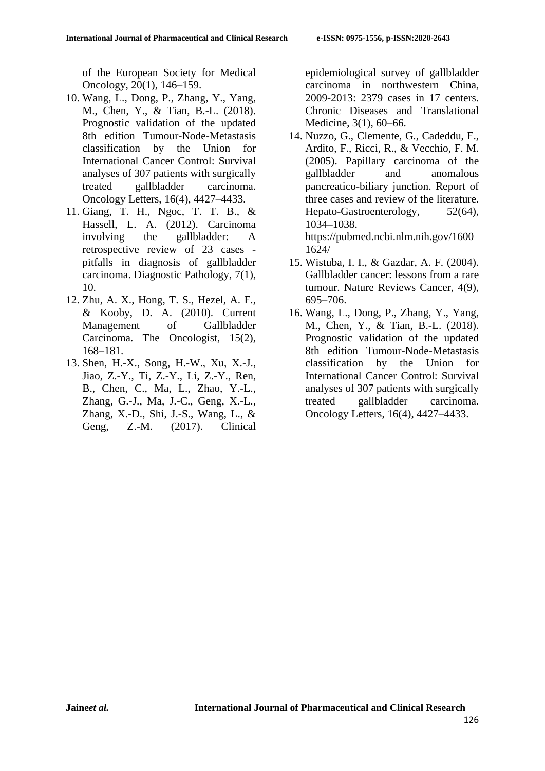of the European Society for Medical Oncology, 20(1), 146–159.

10. Wang, L., Dong, P., Zhang, Y., Yang, M., Chen, Y., & Tian, B.-L. (2018). Prognostic validation of the updated 8th edition Tumour-Node-Metastasis classification by the Union for International Cancer Control: Survival analyses of 307 patients with surgically treated gallbladder carcinoma. Oncology Letters, 16(4), 4427–4433.
11. Giang, T. H., Ngoc, T. T. B., & Hassell, L. A. (2012). Carcinoma involving the gallbladder: A retrospective review of 23 cases - pitfalls in diagnosis of gallbladder carcinoma. Diagnostic Pathology, 7(1), 10.
12. Zhu, A. X., Hong, T. S., Hezel, A. F., & Kooby, D. A. (2010). Current Management of Gallbladder Carcinoma. The Oncologist, 15(2), 168–181.
13. Shen, H.-X., Song, H.-W., Xu, X.-J., Jiao, Z.-Y., Ti, Z.-Y., Li, Z.-Y., Ren, B., Chen, C., Ma, L., Zhao, Y.-L., Zhang, G.-J., Ma, J.-C., Geng, X.-L., Zhang, X.-D., Shi, J.-S., Wang, L., & Geng, Z.-M. (2017). Clinical epidemiological survey of gallbladder carcinoma in northwestern China, 2009-2013: 2379 cases in 17 centers. Chronic Diseases and Translational Medicine, 3(1), 60–66.
14. Nuzzo, G., Clemente, G., Cadeddu, F., Ardito, F., Ricci, R., & Vecchio, F. M. (2005). Papillary carcinoma of the gallbladder and anomalous pancreatico-biliary junction. Report of three cases and review of the literature. Hepato-Gastroenterology, 52(64), 1034–1038. https://pubmed.ncbi.nlm.nih.gov/16001624/
15. Wistuba, I. I., & Gazdar, A. F. (2004). Gallbladder cancer: lessons from a rare tumour. Nature Reviews Cancer, 4(9), 695–706.
16. Wang, L., Dong, P., Zhang, Y., Yang, M., Chen, Y., & Tian, B.-L. (2018). Prognostic validation of the updated 8th edition Tumour-Node-Metastasis classification by the Union for International Cancer Control: Survival analyses of 307 patients with surgically treated gallbladder carcinoma. Oncology Letters, 16(4), 4427–4433.